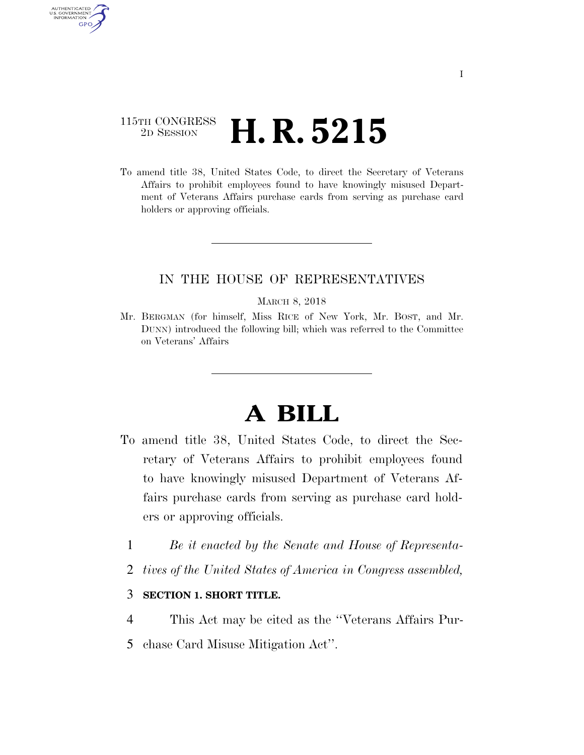115TH CONGRESS
2D SESSION

# H. R. 5215

To amend title 38, United States Code, to direct the Secretary of Veterans Affairs to prohibit employees found to have knowingly misused Department of Veterans Affairs purchase cards from serving as purchase card holders or approving officials.

IN THE HOUSE OF REPRESENTATIVES

MARCH 8, 2018

Mr. BERGMAN (for himself, Miss RICE of New York, Mr. BOST, and Mr. DUNN) introduced the following bill; which was referred to the Committee on Veterans' Affairs

# A BILL

To amend title 38, United States Code, to direct the Secretary of Veterans Affairs to prohibit employees found to have knowingly misused Department of Veterans Affairs purchase cards from serving as purchase card holders or approving officials.

1 *Be it enacted by the Senate and House of Representa-*
2 *tives of the United States of America in Congress assembled,*

3 **SECTION 1. SHORT TITLE.**

4 This Act may be cited as the ''Veterans Affairs Pur-
5 chase Card Misuse Mitigation Act''.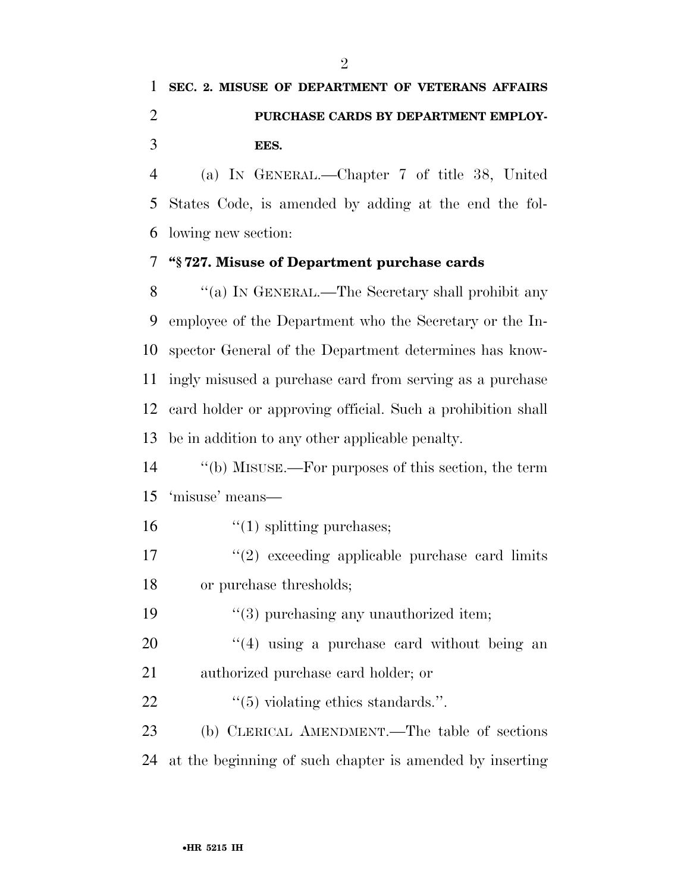**SEC. 2. MISUSE OF DEPARTMENT OF VETERANS AFFAIRS PURCHASE CARDS BY DEPARTMENT EMPLOYEES.**

(a) IN GENERAL.—Chapter 7 of title 38, United States Code, is amended by adding at the end the following new section:

**"§ 727. Misuse of Department purchase cards**

"(a) IN GENERAL.—The Secretary shall prohibit any employee of the Department who the Secretary or the Inspector General of the Department determines has knowingly misused a purchase card from serving as a purchase card holder or approving official. Such a prohibition shall be in addition to any other applicable penalty.

"(b) MISUSE.—For purposes of this section, the term 'misuse' means—

"(1) splitting purchases;

"(2) exceeding applicable purchase card limits or purchase thresholds;

"(3) purchasing any unauthorized item;

"(4) using a purchase card without being an authorized purchase card holder; or

"(5) violating ethics standards.".

(b) CLERICAL AMENDMENT.—The table of sections at the beginning of such chapter is amended by inserting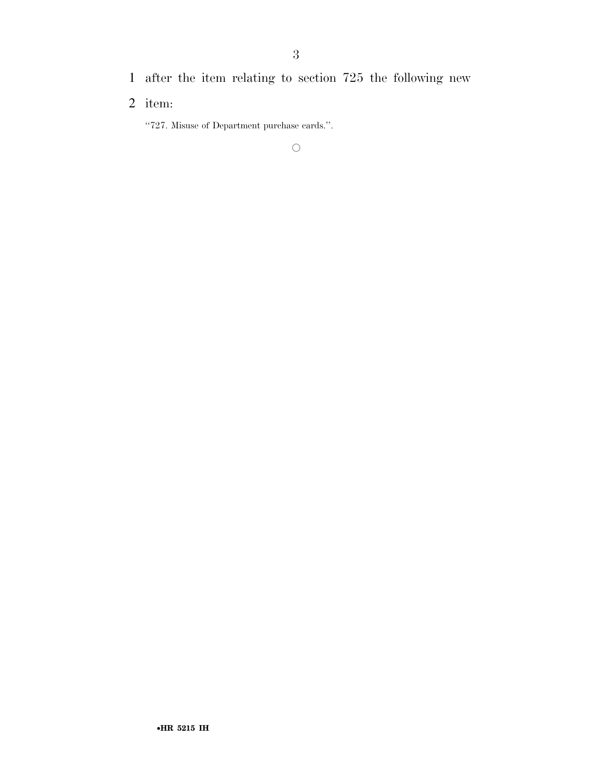after the item relating to section 725 the following new item:

"727. Misuse of Department purchase cards.".